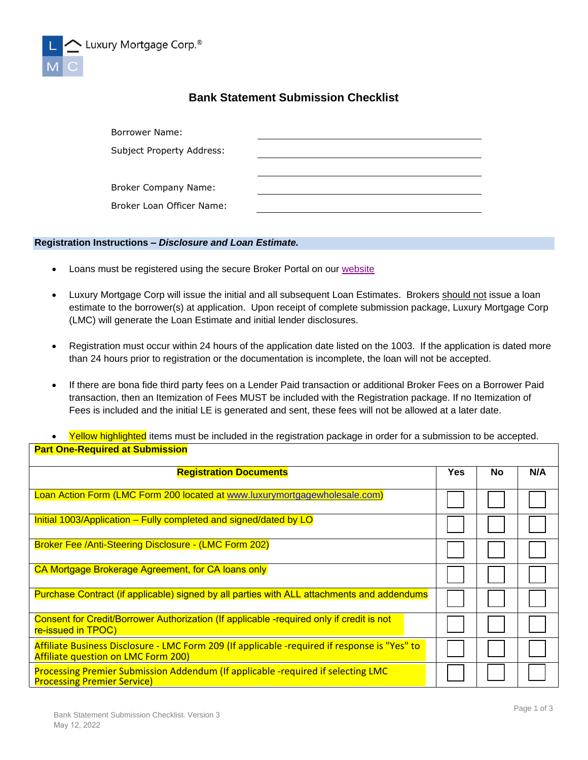Luxury Mortgage Corp.®

# Bank Statement Submission Checklist

Borrower Name: ______________________

Subject Property Address: ______________________

______________________

Broker Company Name: ______________________

Broker Loan Officer Name: ______________________

## Registration Instructions – *Disclosure and Loan Estimate.*

- Loans must be registered using the secure Broker Portal on our website
- Luxury Mortgage Corp will issue the initial and all subsequent Loan Estimates. Brokers should not issue a loan estimate to the borrower(s) at application. Upon receipt of complete submission package, Luxury Mortgage Corp (LMC) will generate the Loan Estimate and initial lender disclosures.
- Registration must occur within 24 hours of the application date listed on the 1003. If the application is dated more than 24 hours prior to registration or the documentation is incomplete, the loan will not be accepted.
- If there are bona fide third party fees on a Lender Paid transaction or additional Broker Fees on a Borrower Paid transaction, then an Itemization of Fees MUST be included with the Registration package. If no Itemization of Fees is included and the initial LE is generated and sent, these fees will not be allowed at a later date.
- Yellow highlighted items must be included in the registration package in order for a submission to be accepted.

**Part One-Required at Submission**

| Registration Documents | Yes | No | N/A |
|---|---|---|---|
| Loan Action Form (LMC Form 200 located at www.luxurymortgagewholesale.com) | ☐ | ☐ | ☐ |
| Initial 1003/Application – Fully completed and signed/dated by LO | ☐ | ☐ | ☐ |
| Broker Fee /Anti-Steering Disclosure - (LMC Form 202) | ☐ | ☐ | ☐ |
| CA Mortgage Brokerage Agreement, for CA loans only | ☐ | ☐ | ☐ |
| Purchase Contract (if applicable) signed by all parties with ALL attachments and addendums | ☐ | ☐ | ☐ |
| Consent for Credit/Borrower Authorization (If applicable -required only if credit is not re-issued in TPOC) | ☐ | ☐ | ☐ |
| Affiliate Business Disclosure - LMC Form 209 (If applicable -required if response is "Yes" to Affiliate question on LMC Form 200) | ☐ | ☐ | ☐ |
| Processing Premier Submission Addendum (If applicable -required if selecting LMC Processing Premier Service) | ☐ | ☐ | ☐ |

Bank Statement Submission Checklist. Version 3
May 12, 2022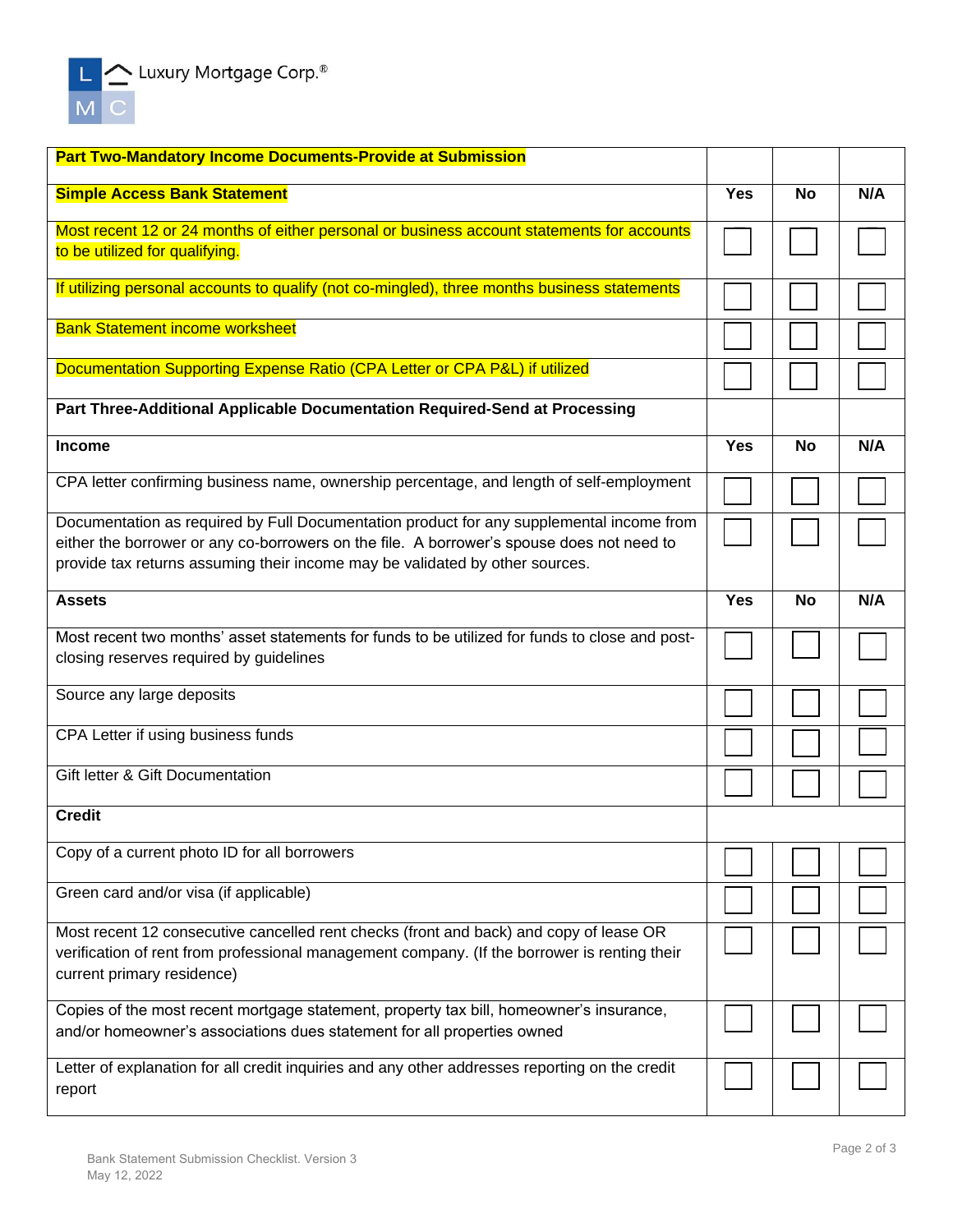Luxury Mortgage Corp.®

| Part Two-Mandatory Income Documents-Provide at Submission | | | |
|---|---|---|---|
| **Simple Access Bank Statement** | **Yes** | **No** | **N/A** |
| Most recent 12 or 24 months of either personal or business account statements for accounts to be utilized for qualifying. | ☐ | ☐ | ☐ |
| If utilizing personal accounts to qualify (not co-mingled), three months business statements | ☐ | ☐ | ☐ |
| Bank Statement income worksheet | ☐ | ☐ | ☐ |
| Documentation Supporting Expense Ratio (CPA Letter or CPA P&L) if utilized | ☐ | ☐ | ☐ |
| **Part Three-Additional Applicable Documentation Required-Send at Processing** | | | |
| **Income** | **Yes** | **No** | **N/A** |
| CPA letter confirming business name, ownership percentage, and length of self-employment | ☐ | ☐ | ☐ |
| Documentation as required by Full Documentation product for any supplemental income from either the borrower or any co-borrowers on the file. A borrower's spouse does not need to provide tax returns assuming their income may be validated by other sources. | ☐ | ☐ | ☐ |
| **Assets** | **Yes** | **No** | **N/A** |
| Most recent two months' asset statements for funds to be utilized for funds to close and post-closing reserves required by guidelines | ☐ | ☐ | ☐ |
| Source any large deposits | ☐ | ☐ | ☐ |
| CPA Letter if using business funds | ☐ | ☐ | ☐ |
| Gift letter & Gift Documentation | ☐ | ☐ | ☐ |
| **Credit** | | | |
| Copy of a current photo ID for all borrowers | ☐ | ☐ | ☐ |
| Green card and/or visa (if applicable) | ☐ | ☐ | ☐ |
| Most recent 12 consecutive cancelled rent checks (front and back) and copy of lease OR verification of rent from professional management company. (If the borrower is renting their current primary residence) | ☐ | ☐ | ☐ |
| Copies of the most recent mortgage statement, property tax bill, homeowner's insurance, and/or homeowner's associations dues statement for all properties owned | ☐ | ☐ | ☐ |
| Letter of explanation for all credit inquiries and any other addresses reporting on the credit report | ☐ | ☐ | ☐ |

Bank Statement Submission Checklist. Version 3
May 12, 2022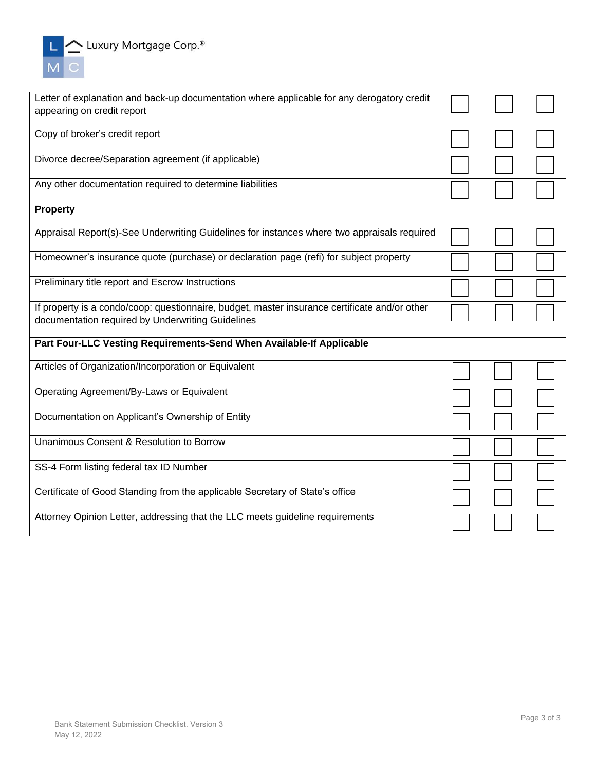| | | | |
|---|---|---|---|
| Letter of explanation and back-up documentation where applicable for any derogatory credit appearing on credit report | ☐ | ☐ | ☐ |
| Copy of broker's credit report | ☐ | ☐ | ☐ |
| Divorce decree/Separation agreement (if applicable) | ☐ | ☐ | ☐ |
| Any other documentation required to determine liabilities | ☐ | ☐ | ☐ |
| **Property** | | | |
| Appraisal Report(s)-See Underwriting Guidelines for instances where two appraisals required | ☐ | ☐ | ☐ |
| Homeowner's insurance quote (purchase) or declaration page (refi) for subject property | ☐ | ☐ | ☐ |
| Preliminary title report and Escrow Instructions | ☐ | ☐ | ☐ |
| If property is a condo/coop: questionnaire, budget, master insurance certificate and/or other documentation required by Underwriting Guidelines | ☐ | ☐ | ☐ |
| **Part Four-LLC Vesting Requirements-Send When Available-If Applicable** | | | |
| Articles of Organization/Incorporation or Equivalent | ☐ | ☐ | ☐ |
| Operating Agreement/By-Laws or Equivalent | ☐ | ☐ | ☐ |
| Documentation on Applicant's Ownership of Entity | ☐ | ☐ | ☐ |
| Unanimous Consent & Resolution to Borrow | ☐ | ☐ | ☐ |
| SS-4 Form listing federal tax ID Number | ☐ | ☐ | ☐ |
| Certificate of Good Standing from the applicable Secretary of State's office | ☐ | ☐ | ☐ |
| Attorney Opinion Letter, addressing that the LLC meets guideline requirements | ☐ | ☐ | ☐ |